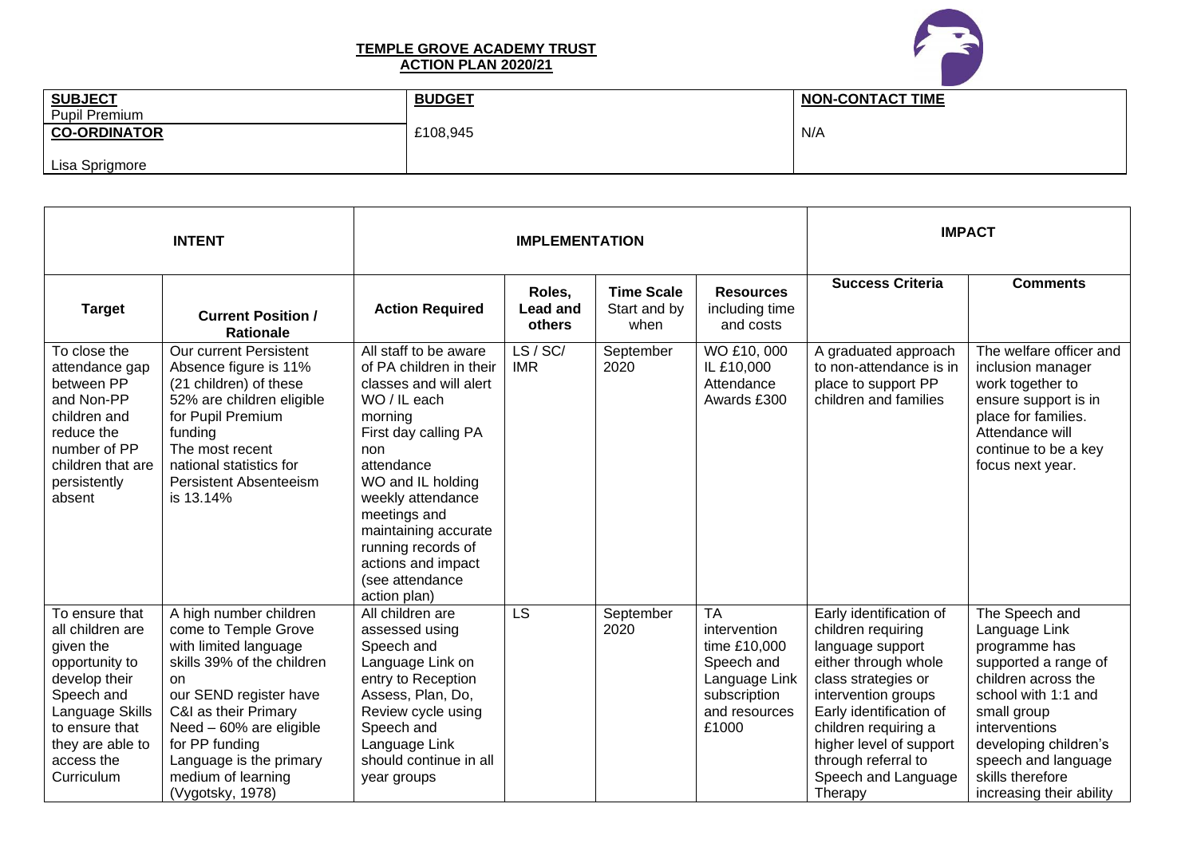**TEMPLE GROVE ACADEMY TRUST**
**ACTION PLAN 2020/21**

| **SUBJECT** | **BUDGET** | **NON-CONTACT TIME** |
|---|---|---|
| Pupil Premium | £108,945 | N/A |
| **CO-ORDINATOR** | | |
| Lisa Sprigmore | | |

| **INTENT** | | **IMPLEMENTATION** | | | | **IMPACT** | |
|---|---|---|---|---|---|---|---|
| **Target** | **Current Position / Rationale** | **Action Required** | **Roles, Lead and others** | **Time Scale** Start and by when | **Resources** including time and costs | **Success Criteria** | **Comments** |
| To close the attendance gap between PP and Non-PP children and reduce the number of PP children that are persistently absent | Our current Persistent Absence figure is 11% (21 children) of these 52% are children eligible for Pupil Premium funding<br>The most recent national statistics for Persistent Absenteeism is 13.14% | All staff to be aware of PA children in their classes and will alert WO / IL each morning<br>First day calling PA non attendance<br>WO and IL holding weekly attendance meetings and maintaining accurate running records of actions and impact (see attendance action plan) | LS / SC/ IMR | September 2020 | WO £10, 000<br>IL £10,000<br>Attendance Awards £300 | A graduated approach to non-attendance is in place to support PP children and families | The welfare officer and inclusion manager work together to ensure support is in place for families. Attendance will continue to be a key focus next year. |
| To ensure that all children are given the opportunity to develop their Speech and Language Skills to ensure that they are able to access the Curriculum | A high number children come to Temple Grove with limited language skills 39% of the children on our SEND register have C&I as their Primary Need – 60% are eligible for PP funding<br>Language is the primary medium of learning (Vygotsky, 1978) | All children are assessed using Speech and Language Link on entry to Reception Assess, Plan, Do, Review cycle using Speech and Language Link should continue in all year groups | LS | September 2020 | TA intervention time £10,000<br>Speech and Language Link subscription and resources £1000 | Early identification of children requiring language support either through whole class strategies or intervention groups<br>Early identification of children requiring a higher level of support through referral to Speech and Language Therapy | The Speech and Language Link programme has supported a range of children across the school with 1:1 and small group interventions developing children's speech and language skills therefore increasing their ability |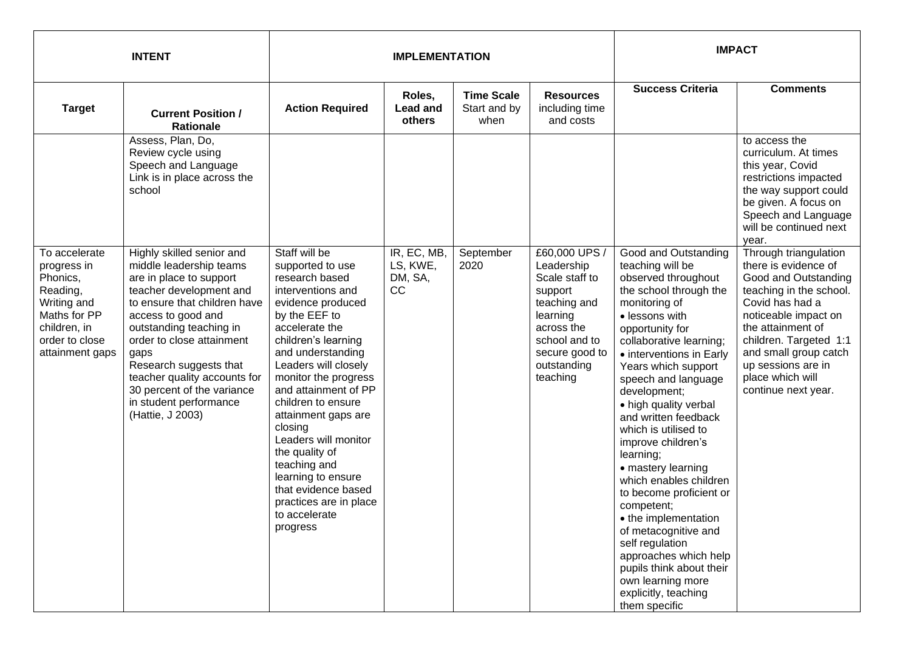| INTENT | | IMPLEMENTATION | | | | IMPACT | |
|---|---|---|---|---|---|---|---|
| **Target** | **Current Position / Rationale** | **Action Required** | **Roles, Lead and others** | **Time Scale** Start and by when | **Resources** including time and costs | **Success Criteria** | **Comments** |
| | Assess, Plan, Do, Review cycle using Speech and Language Link is in place across the school | | | | | | to access the curriculum. At times this year, Covid restrictions impacted the way support could be given. A focus on Speech and Language will be continued next year. |
| To accelerate progress in Phonics, Reading, Writing and Maths for PP children, in order to close attainment gaps | Highly skilled senior and middle leadership teams are in place to support teacher development and to ensure that children have access to good and outstanding teaching in order to close attainment gaps<br>Research suggests that teacher quality accounts for 30 percent of the variance in student performance (Hattie, J 2003) | Staff will be supported to use research based interventions and evidence produced by the EEF to accelerate the children's learning and understanding<br>Leaders will closely monitor the progress and attainment of PP children to ensure attainment gaps are closing<br>Leaders will monitor the quality of teaching and learning to ensure that evidence based practices are in place to accelerate progress | IR, EC, MB, LS, KWE, DM, SA, CC | September 2020 | £60,000 UPS / Leadership Scale staff to support teaching and learning across the school and to secure good to outstanding teaching | Good and Outstanding teaching will be observed throughout the school through the monitoring of<br>• lessons with opportunity for collaborative learning;<br>• interventions in Early Years which support speech and language development;<br>• high quality verbal and written feedback which is utilised to improve children's learning;<br>• mastery learning which enables children to become proficient or competent;<br>• the implementation of metacognitive and self regulation approaches which help pupils think about their own learning more explicitly, teaching them specific | Through triangulation there is evidence of Good and Outstanding teaching in the school. Covid has had a noticeable impact on the attainment of children. Targeted 1:1 and small group catch up sessions are in place which will continue next year. |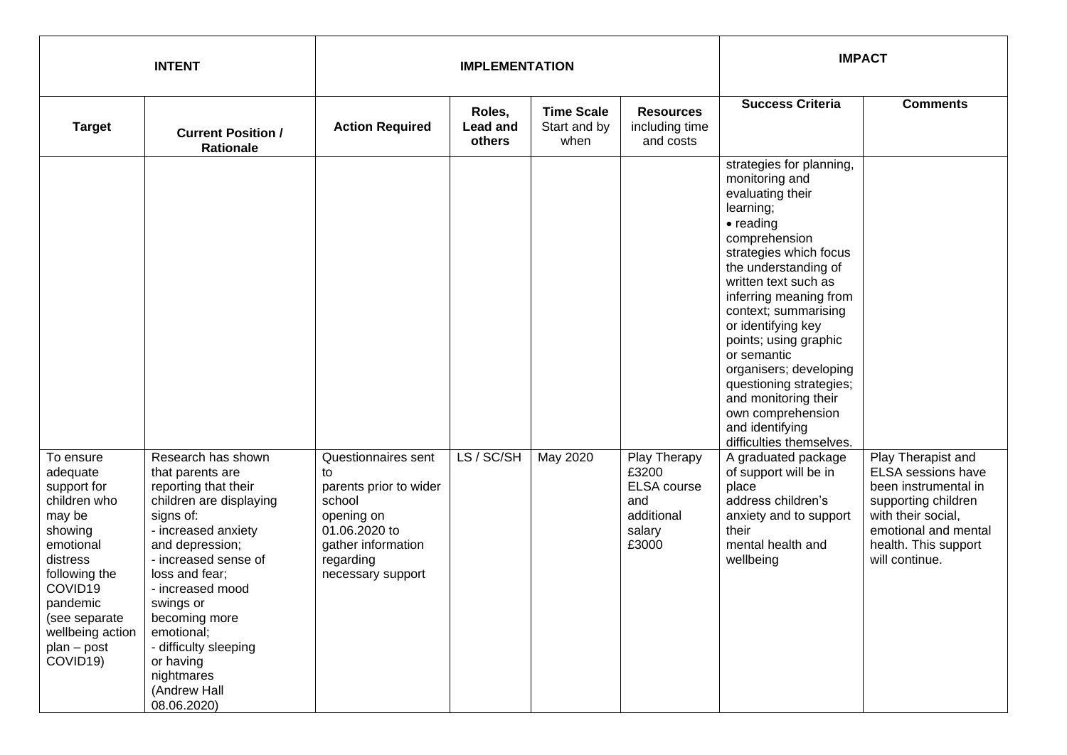| INTENT | | IMPLEMENTATION | | | | IMPACT | |
|---|---|---|---|---|---|---|---|
| **Target** | **Current Position / Rationale** | **Action Required** | **Roles, Lead and others** | **Time Scale** Start and by when | **Resources** including time and costs | **Success Criteria** | **Comments** |
| | | | | | | strategies for planning, monitoring and evaluating their learning;<br>• reading comprehension strategies which focus the understanding of written text such as inferring meaning from context; summarising or identifying key points; using graphic or semantic organisers; developing questioning strategies; and monitoring their own comprehension and identifying difficulties themselves. | |
| To ensure adequate support for children who may be showing emotional distress following the COVID19 pandemic (see separate wellbeing action plan – post COVID19) | Research has shown that parents are reporting that their children are displaying signs of:<br>- increased anxiety and depression;<br>- increased sense of loss and fear;<br>- increased mood swings or becoming more emotional;<br>- difficulty sleeping or having nightmares<br>(Andrew Hall 08.06.2020) | Questionnaires sent to parents prior to wider school opening on 01.06.2020 to gather information regarding necessary support | LS / SC/SH | May 2020 | Play Therapy £3200<br>ELSA course and additional salary £3000 | A graduated package of support will be in place address children's anxiety and to support their mental health and wellbeing | Play Therapist and ELSA sessions have been instrumental in supporting children with their social, emotional and mental health. This support will continue. |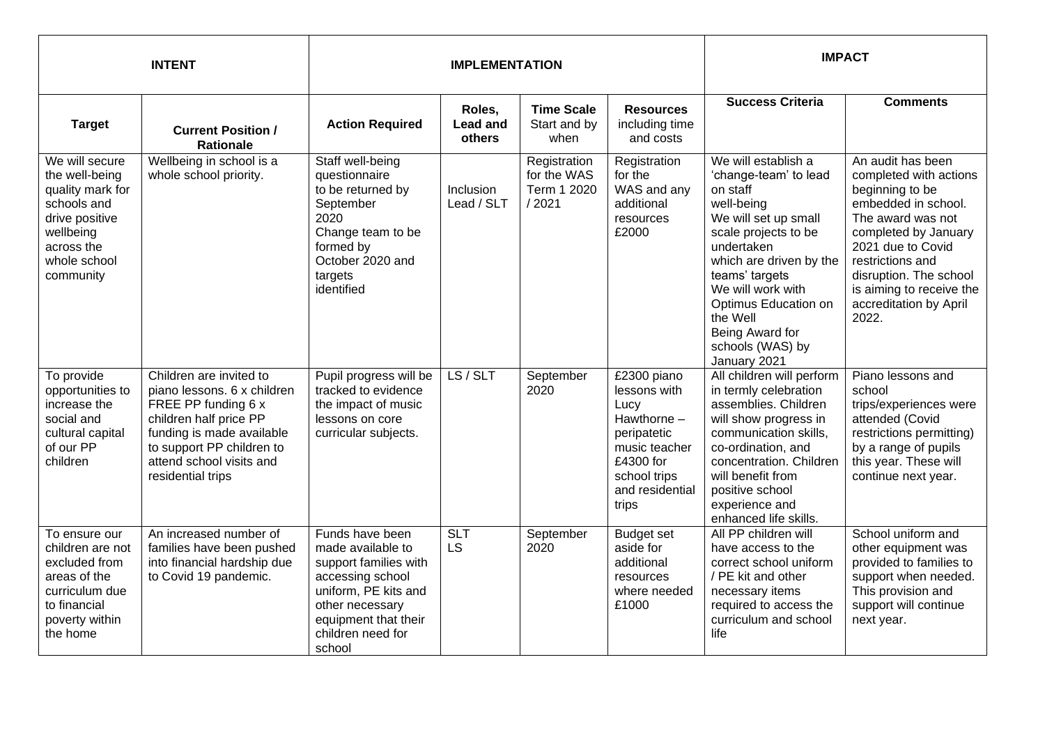| INTENT | | IMPLEMENTATION | | | | IMPACT | |
|---|---|---|---|---|---|---|---|
| **Target** | **Current Position / Rationale** | **Action Required** | **Roles, Lead and others** | **Time Scale** Start and by when | **Resources** including time and costs | **Success Criteria** | **Comments** |
| We will secure the well-being quality mark for schools and drive positive wellbeing across the whole school community | Wellbeing in school is a whole school priority. | Staff well-being questionnaire to be returned by September 2020 Change team to be formed by October 2020 and targets identified | Inclusion Lead / SLT | Registration for the WAS Term 1 2020 / 2021 | Registration for the WAS and any additional resources £2000 | We will establish a 'change-team' to lead on staff well-being We will set up small scale projects to be undertaken which are driven by the teams' targets We will work with Optimus Education on the Well Being Award for schools (WAS) by January 2021 | An audit has been completed with actions beginning to be embedded in school. The award was not completed by January 2021 due to Covid restrictions and disruption. The school is aiming to receive the accreditation by April 2022. |
| To provide opportunities to increase the social and cultural capital of our PP children | Children are invited to piano lessons. 6 x children FREE PP funding 6 x children half price PP funding is made available to support PP children to attend school visits and residential trips | Pupil progress will be tracked to evidence the impact of music lessons on core curricular subjects. | LS / SLT | September 2020 | £2300 piano lessons with Lucy Hawthorne – peripatetic music teacher £4300 for school trips and residential trips | All children will perform in termly celebration assemblies. Children will show progress in communication skills, co-ordination, and concentration. Children will benefit from positive school experience and enhanced life skills. | Piano lessons and school trips/experiences were attended (Covid restrictions permitting) by a range of pupils this year. These will continue next year. |
| To ensure our children are not excluded from areas of the curriculum due to financial poverty within the home | An increased number of families have been pushed into financial hardship due to Covid 19 pandemic. | Funds have been made available to support families with accessing school uniform, PE kits and other necessary equipment that their children need for school | SLT LS | September 2020 | Budget set aside for additional resources where needed £1000 | All PP children will have access to the correct school uniform / PE kit and other necessary items required to access the curriculum and school life | School uniform and other equipment was provided to families to support when needed. This provision and support will continue next year. |